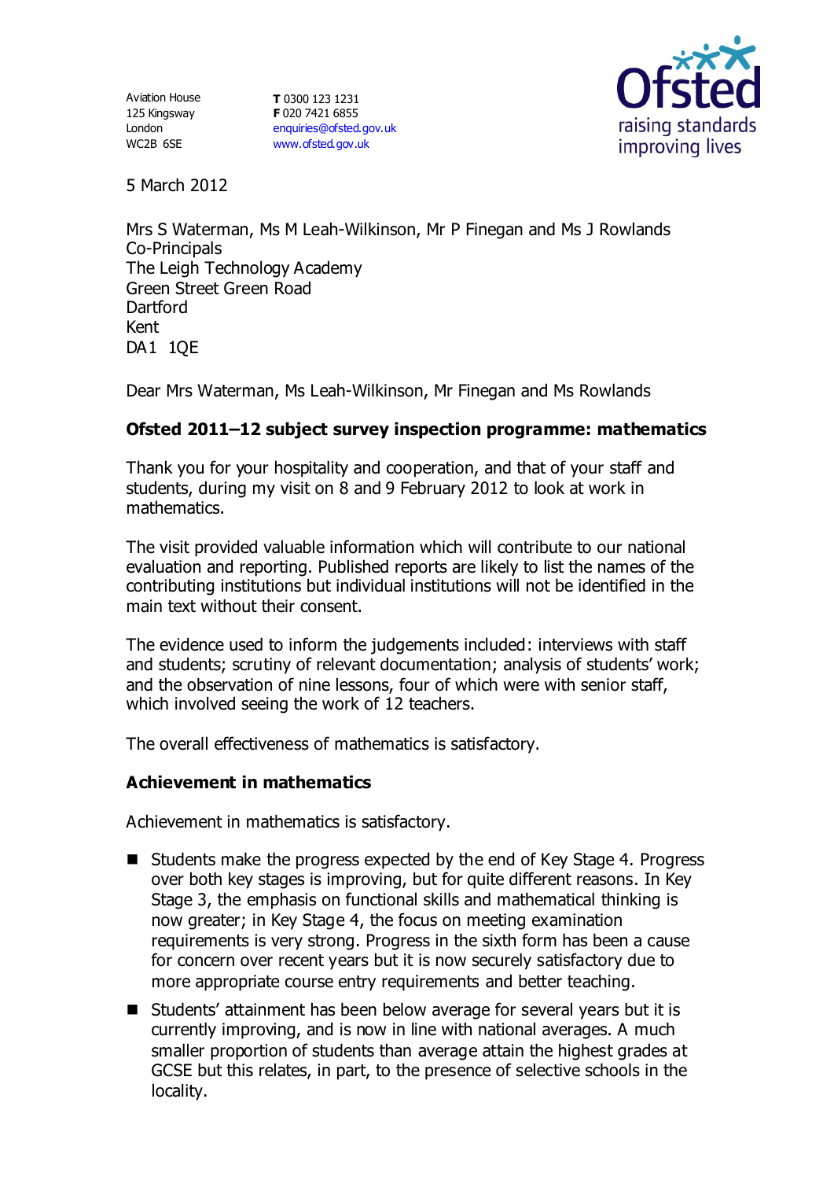Aviation House
125 Kingsway
London
WC2B 6SE

**T** 0300 123 1231
**F** 020 7421 6855
enquiries@ofsted.gov.uk
www.ofsted.gov.uk

5 March 2012

Mrs S Waterman, Ms M Leah-Wilkinson, Mr P Finegan and Ms J Rowlands
Co-Principals
The Leigh Technology Academy
Green Street Green Road
Dartford
Kent
DA1 1QE

Dear Mrs Waterman, Ms Leah-Wilkinson, Mr Finegan and Ms Rowlands

**Ofsted 2011–12 subject survey inspection programme: mathematics**

Thank you for your hospitality and cooperation, and that of your staff and students, during my visit on 8 and 9 February 2012 to look at work in mathematics.

The visit provided valuable information which will contribute to our national evaluation and reporting. Published reports are likely to list the names of the contributing institutions but individual institutions will not be identified in the main text without their consent.

The evidence used to inform the judgements included: interviews with staff and students; scrutiny of relevant documentation; analysis of students' work; and the observation of nine lessons, four of which were with senior staff, which involved seeing the work of 12 teachers.

The overall effectiveness of mathematics is satisfactory.

**Achievement in mathematics**

Achievement in mathematics is satisfactory.

- Students make the progress expected by the end of Key Stage 4. Progress over both key stages is improving, but for quite different reasons. In Key Stage 3, the emphasis on functional skills and mathematical thinking is now greater; in Key Stage 4, the focus on meeting examination requirements is very strong. Progress in the sixth form has been a cause for concern over recent years but it is now securely satisfactory due to more appropriate course entry requirements and better teaching.
- Students' attainment has been below average for several years but it is currently improving, and is now in line with national averages. A much smaller proportion of students than average attain the highest grades at GCSE but this relates, in part, to the presence of selective schools in the locality.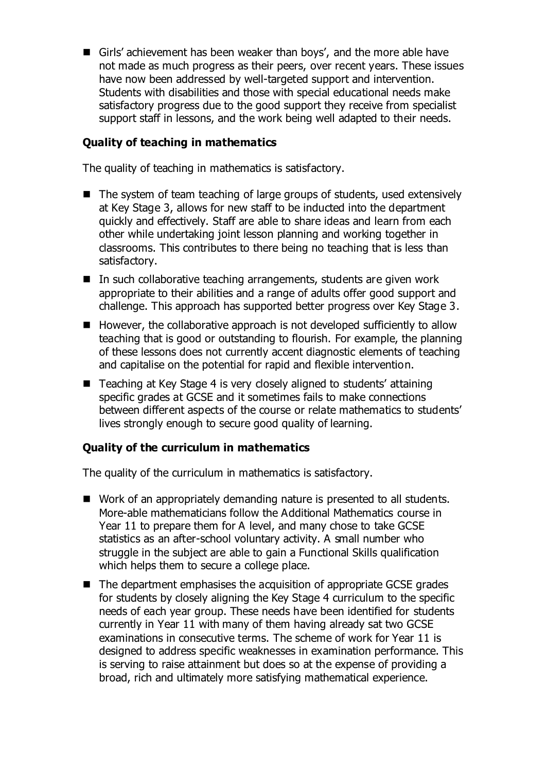- Girls' achievement has been weaker than boys', and the more able have not made as much progress as their peers, over recent years. These issues have now been addressed by well-targeted support and intervention. Students with disabilities and those with special educational needs make satisfactory progress due to the good support they receive from specialist support staff in lessons, and the work being well adapted to their needs.

**Quality of teaching in mathematics**

The quality of teaching in mathematics is satisfactory.

- The system of team teaching of large groups of students, used extensively at Key Stage 3, allows for new staff to be inducted into the department quickly and effectively. Staff are able to share ideas and learn from each other while undertaking joint lesson planning and working together in classrooms. This contributes to there being no teaching that is less than satisfactory.
- In such collaborative teaching arrangements, students are given work appropriate to their abilities and a range of adults offer good support and challenge. This approach has supported better progress over Key Stage 3.
- However, the collaborative approach is not developed sufficiently to allow teaching that is good or outstanding to flourish. For example, the planning of these lessons does not currently accent diagnostic elements of teaching and capitalise on the potential for rapid and flexible intervention.
- Teaching at Key Stage 4 is very closely aligned to students' attaining specific grades at GCSE and it sometimes fails to make connections between different aspects of the course or relate mathematics to students' lives strongly enough to secure good quality of learning.

**Quality of the curriculum in mathematics**

The quality of the curriculum in mathematics is satisfactory.

- Work of an appropriately demanding nature is presented to all students. More-able mathematicians follow the Additional Mathematics course in Year 11 to prepare them for A level, and many chose to take GCSE statistics as an after-school voluntary activity. A small number who struggle in the subject are able to gain a Functional Skills qualification which helps them to secure a college place.
- The department emphasises the acquisition of appropriate GCSE grades for students by closely aligning the Key Stage 4 curriculum to the specific needs of each year group. These needs have been identified for students currently in Year 11 with many of them having already sat two GCSE examinations in consecutive terms. The scheme of work for Year 11 is designed to address specific weaknesses in examination performance. This is serving to raise attainment but does so at the expense of providing a broad, rich and ultimately more satisfying mathematical experience.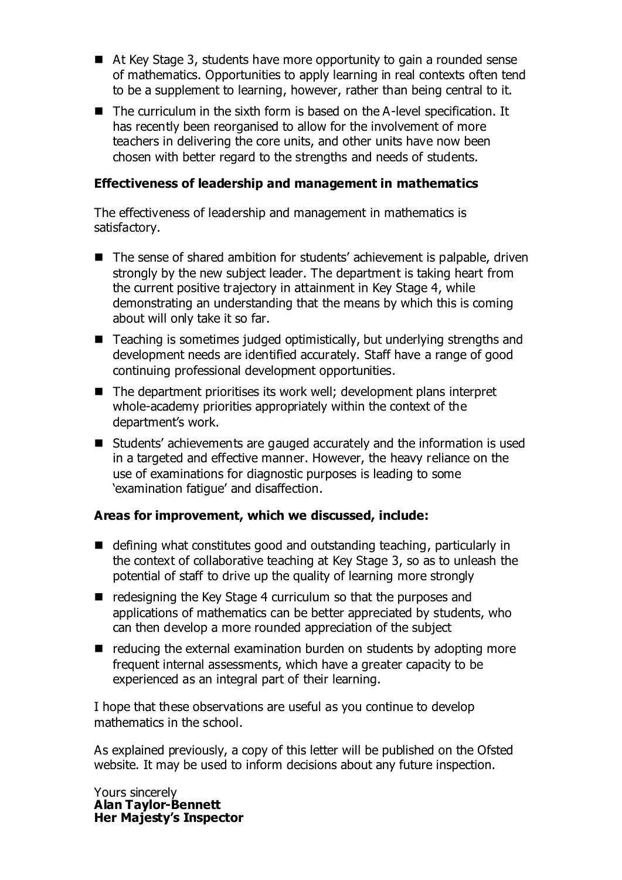- At Key Stage 3, students have more opportunity to gain a rounded sense of mathematics. Opportunities to apply learning in real contexts often tend to be a supplement to learning, however, rather than being central to it.
- The curriculum in the sixth form is based on the A-level specification. It has recently been reorganised to allow for the involvement of more teachers in delivering the core units, and other units have now been chosen with better regard to the strengths and needs of students.

**Effectiveness of leadership and management in mathematics**

The effectiveness of leadership and management in mathematics is satisfactory.

- The sense of shared ambition for students' achievement is palpable, driven strongly by the new subject leader. The department is taking heart from the current positive trajectory in attainment in Key Stage 4, while demonstrating an understanding that the means by which this is coming about will only take it so far.
- Teaching is sometimes judged optimistically, but underlying strengths and development needs are identified accurately. Staff have a range of good continuing professional development opportunities.
- The department prioritises its work well; development plans interpret whole-academy priorities appropriately within the context of the department's work.
- Students' achievements are gauged accurately and the information is used in a targeted and effective manner. However, the heavy reliance on the use of examinations for diagnostic purposes is leading to some 'examination fatigue' and disaffection.

**Areas for improvement, which we discussed, include:**

- defining what constitutes good and outstanding teaching, particularly in the context of collaborative teaching at Key Stage 3, so as to unleash the potential of staff to drive up the quality of learning more strongly
- redesigning the Key Stage 4 curriculum so that the purposes and applications of mathematics can be better appreciated by students, who can then develop a more rounded appreciation of the subject
- reducing the external examination burden on students by adopting more frequent internal assessments, which have a greater capacity to be experienced as an integral part of their learning.

I hope that these observations are useful as you continue to develop mathematics in the school.

As explained previously, a copy of this letter will be published on the Ofsted website. It may be used to inform decisions about any future inspection.

Yours sincerely
**Alan Taylor-Bennett**
**Her Majesty's Inspector**